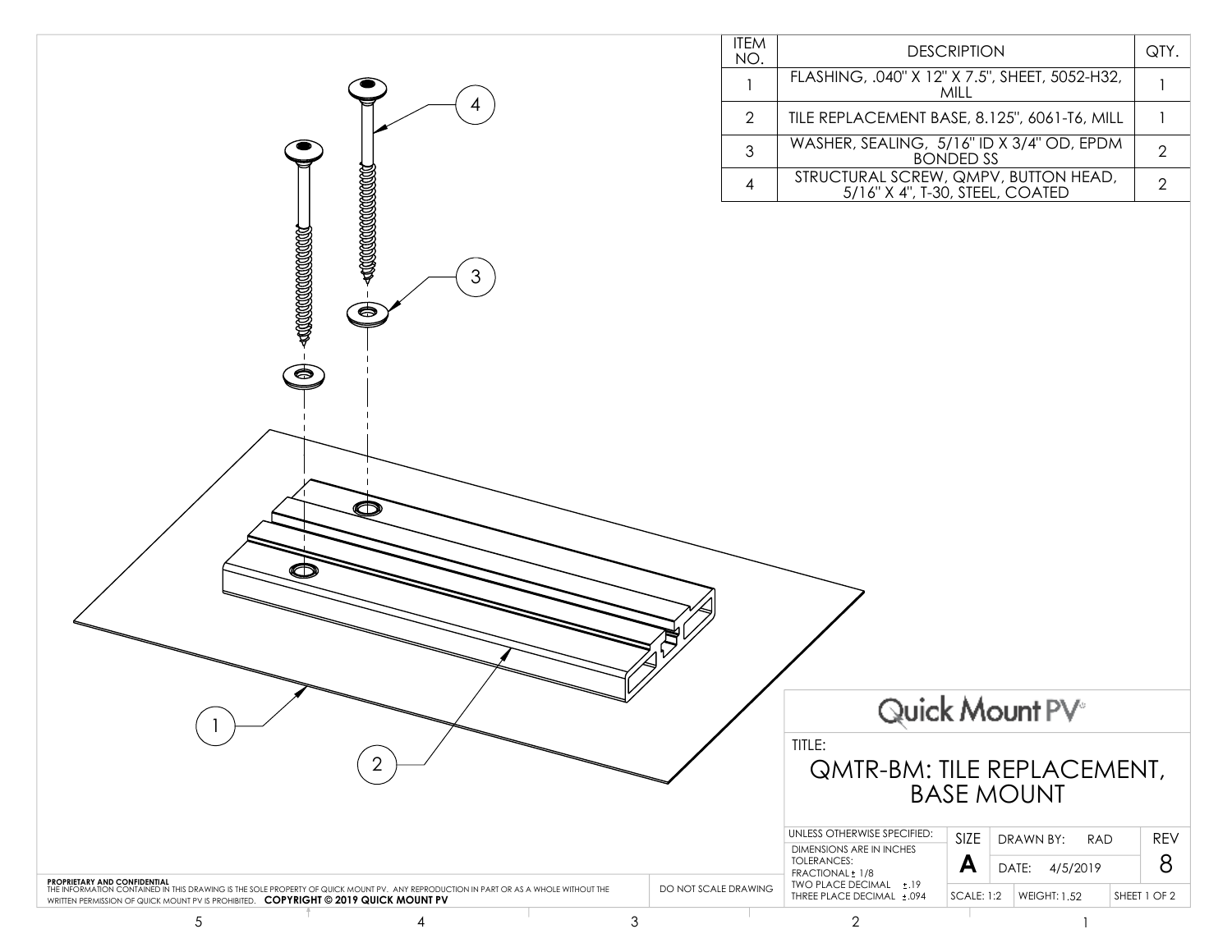| ITEM NO. | DESCRIPTION | QTY. |
| --- | --- | --- |
| 1 | FLASHING, .040" X 12" X 7.5", SHEET, 5052-H32, MILL | 1 |
| 2 | TILE REPLACEMENT BASE, 8.125", 6061-T6, MILL | 1 |
| 3 | WASHER, SEALING, 5/16" ID X 3/4" OD, EPDM BONDED SS | 2 |
| 4 | STRUCTURAL SCREW, QMPV, BUTTON HEAD, 5/16" X 4", T-30, STEEL, COATED | 2 |

4

3

1

2

Quick Mount PV

TITLE:

# QMTR-BM: TILE REPLACEMENT, BASE MOUNT

| UNLESS OTHERWISE SPECIFIED: | SIZE | DRAWN BY: RAD | REV |
| --- | --- | --- | --- |
| DIMENSIONS ARE IN INCHES<br>TOLERANCES:<br>FRACTIONAL ± 1/8<br>TWO PLACE DECIMAL ±.19<br>THREE PLACE DECIMAL ±.094 | A | DATE: 4/5/2019 | 8 |
| | SCALE: 1:2 | WEIGHT: 1.52 | SHEET 1 OF 2 |

DO NOT SCALE DRAWING

**PROPRIETARY AND CONFIDENTIAL**
THE INFORMATION CONTAINED IN THIS DRAWING IS THE SOLE PROPERTY OF QUICK MOUNT PV. ANY REPRODUCTION IN PART OR AS A WHOLE WITHOUT THE WRITTEN PERMISSION OF QUICK MOUNT PV IS PROHIBITED. **COPYRIGHT © 2019 QUICK MOUNT PV**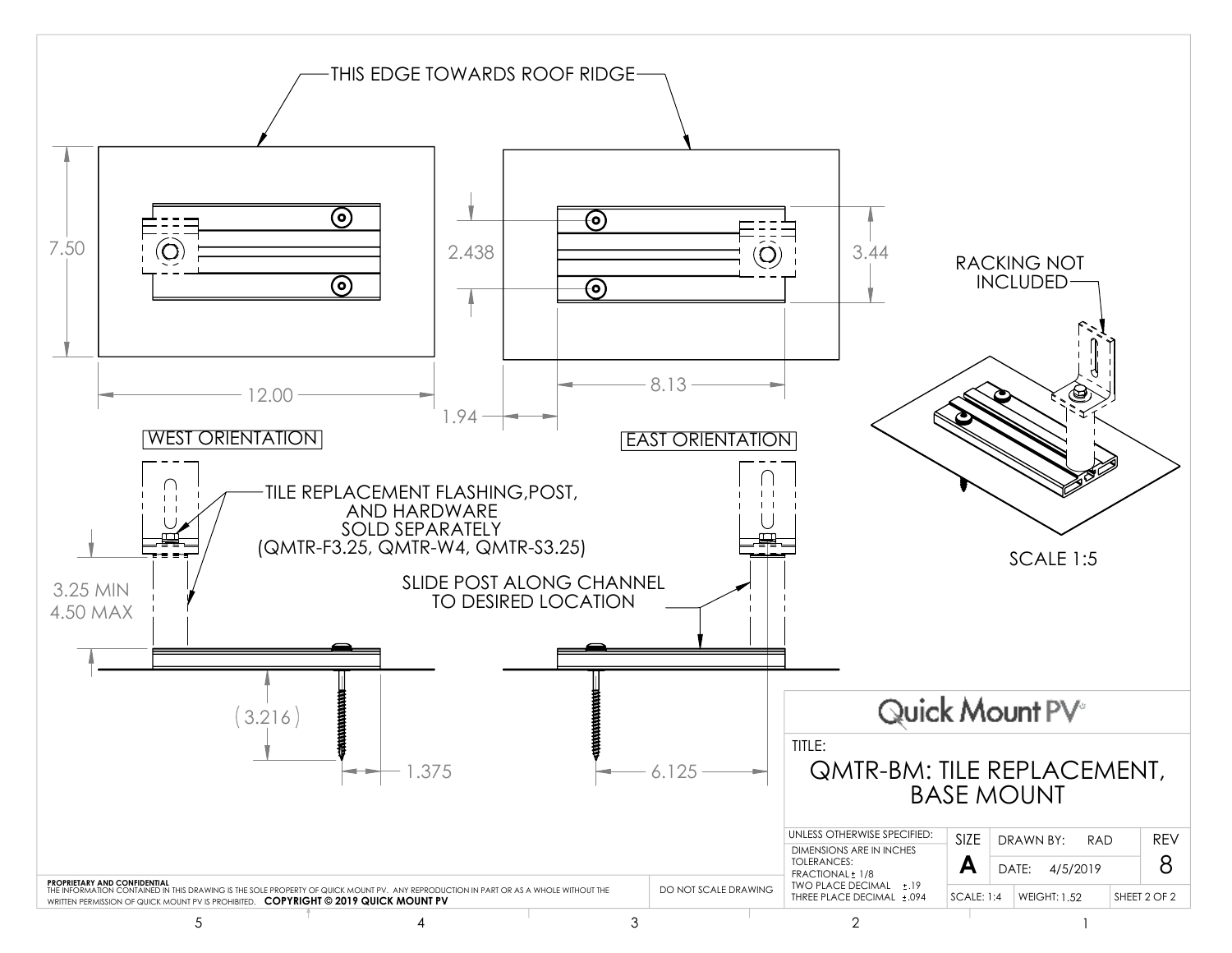THIS EDGE TOWARDS ROOF RIDGE

7.50

12.00

2.438

3.44

8.13

1.94

RACKING NOT INCLUDED

SCALE 1:5

WEST ORIENTATION

EAST ORIENTATION

TILE REPLACEMENT FLASHING,POST, AND HARDWARE SOLD SEPARATELY (QMTR-F3.25, QMTR-W4, QMTR-S3.25)

3.25 MIN
4.50 MAX

SLIDE POST ALONG CHANNEL TO DESIRED LOCATION

(3.216)

1.375

6.125

Quick Mount PV

TITLE:

# QMTR-BM: TILE REPLACEMENT, BASE MOUNT

| | | | |
|---|---|---|---|
| UNLESS OTHERWISE SPECIFIED: DIMENSIONS ARE IN INCHES TOLERANCES: FRACTIONAL ± 1/8 TWO PLACE DECIMAL ± .19 THREE PLACE DECIMAL ± .094 | SIZE A | DRAWN BY: RAD DATE: 4/5/2019 | REV 8 |
| | SCALE: 1:4 | WEIGHT: 1.52 | SHEET 2 OF 2 |

**PROPRIETARY AND CONFIDENTIAL**
THE INFORMATION CONTAINED IN THIS DRAWING IS THE SOLE PROPERTY OF QUICK MOUNT PV. ANY REPRODUCTION IN PART OR AS A WHOLE WITHOUT THE WRITTEN PERMISSION OF QUICK MOUNT PV IS PROHIBITED. **COPYRIGHT © 2019 QUICK MOUNT PV**

DO NOT SCALE DRAWING